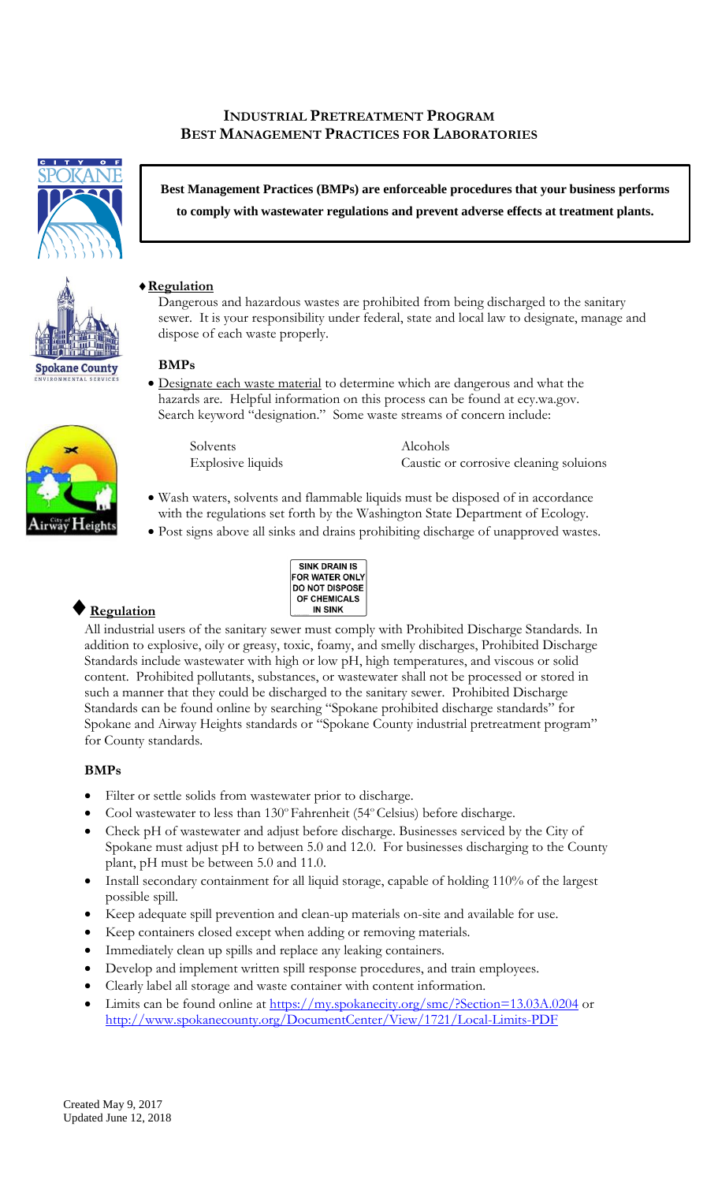# INDUSTRIAL PRETREATMENT PROGRAM
# BEST MANAGEMENT PRACTICES FOR LABORATORIES

**Best Management Practices (BMPs) are enforceable procedures that your business performs to comply with wastewater regulations and prevent adverse effects at treatment plants.**

## ♦ Regulation

Dangerous and hazardous wastes are prohibited from being discharged to the sanitary sewer. It is your responsibility under federal, state and local law to designate, manage and dispose of each waste properly.

### BMPs

- Designate each waste material to determine which are dangerous and what the hazards are. Helpful information on this process can be found at ecy.wa.gov. Search keyword "designation." Some waste streams of concern include:

| | |
|---|---|
| Solvents | Alcohols |
| Explosive liquids | Caustic or corrosive cleaning soluions |

- Wash waters, solvents and flammable liquids must be disposed of in accordance with the regulations set forth by the Washington State Department of Ecology.
- Post signs above all sinks and drains prohibiting discharge of unapproved wastes.

SINK DRAIN IS FOR WATER ONLY DO NOT DISPOSE OF CHEMICALS IN SINK

## ♦ Regulation

All industrial users of the sanitary sewer must comply with Prohibited Discharge Standards. In addition to explosive, oily or greasy, toxic, foamy, and smelly discharges, Prohibited Discharge Standards include wastewater with high or low pH, high temperatures, and viscous or solid content. Prohibited pollutants, substances, or wastewater shall not be processed or stored in such a manner that they could be discharged to the sanitary sewer. Prohibited Discharge Standards can be found online by searching "Spokane prohibited discharge standards" for Spokane and Airway Heights standards or "Spokane County industrial pretreatment program" for County standards.

### BMPs

- Filter or settle solids from wastewater prior to discharge.
- Cool wastewater to less than 130° Fahrenheit (54° Celsius) before discharge.
- Check pH of wastewater and adjust before discharge. Businesses serviced by the City of Spokane must adjust pH to between 5.0 and 12.0. For businesses discharging to the County plant, pH must be between 5.0 and 11.0.
- Install secondary containment for all liquid storage, capable of holding 110% of the largest possible spill.
- Keep adequate spill prevention and clean-up materials on-site and available for use.
- Keep containers closed except when adding or removing materials.
- Immediately clean up spills and replace any leaking containers.
- Develop and implement written spill response procedures, and train employees.
- Clearly label all storage and waste container with content information.
- Limits can be found online at https://my.spokanecity.org/smc/?Section=13.03A.0204 or http://www.spokanecounty.org/DocumentCenter/View/1721/Local-Limits-PDF

Created May 9, 2017
Updated June 12, 2018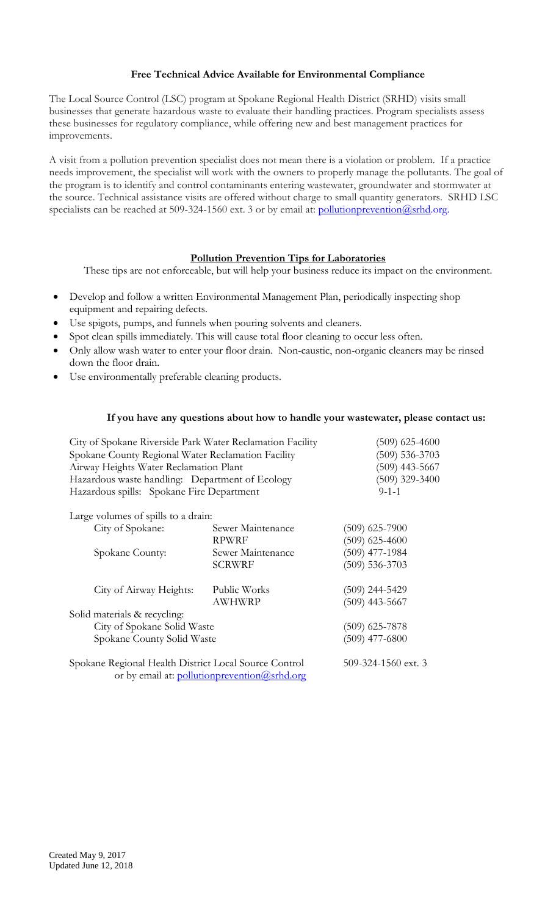**Free Technical Advice Available for Environmental Compliance**

The Local Source Control (LSC) program at Spokane Regional Health District (SRHD) visits small businesses that generate hazardous waste to evaluate their handling practices. Program specialists assess these businesses for regulatory compliance, while offering new and best management practices for improvements.

A visit from a pollution prevention specialist does not mean there is a violation or problem. If a practice needs improvement, the specialist will work with the owners to properly manage the pollutants. The goal of the program is to identify and control contaminants entering wastewater, groundwater and stormwater at the source. Technical assistance visits are offered without charge to small quantity generators. SRHD LSC specialists can be reached at 509-324-1560 ext. 3 or by email at: pollutionprevention@srhd.org.

**Pollution Prevention Tips for Laboratories**

These tips are not enforceable, but will help your business reduce its impact on the environment.

- Develop and follow a written Environmental Management Plan, periodically inspecting shop equipment and repairing defects.
- Use spigots, pumps, and funnels when pouring solvents and cleaners.
- Spot clean spills immediately. This will cause total floor cleaning to occur less often.
- Only allow wash water to enter your floor drain. Non-caustic, non-organic cleaners may be rinsed down the floor drain.
- Use environmentally preferable cleaning products.

**If you have any questions about how to handle your wastewater, please contact us:**

| | | |
|---|---|---|
| City of Spokane Riverside Park Water Reclamation Facility | | (509) 625-4600 |
| Spokane County Regional Water Reclamation Facility | | (509) 536-3703 |
| Airway Heights Water Reclamation Plant | | (509) 443-5667 |
| Hazardous waste handling: Department of Ecology | | (509) 329-3400 |
| Hazardous spills: Spokane Fire Department | | 9-1-1 |
| Large volumes of spills to a drain: | | |
| City of Spokane: | Sewer Maintenance | (509) 625-7900 |
| | RPWRF | (509) 625-4600 |
| Spokane County: | Sewer Maintenance | (509) 477-1984 |
| | SCRWRF | (509) 536-3703 |
| City of Airway Heights: | Public Works | (509) 244-5429 |
| | AWHWRP | (509) 443-5667 |
| Solid materials & recycling: | | |
| City of Spokane Solid Waste | | (509) 625-7878 |
| Spokane County Solid Waste | | (509) 477-6800 |
| Spokane Regional Health District Local Source Control or by email at: pollutionprevention@srhd.org | | 509-324-1560 ext. 3 |

Created May 9, 2017
Updated June 12, 2018